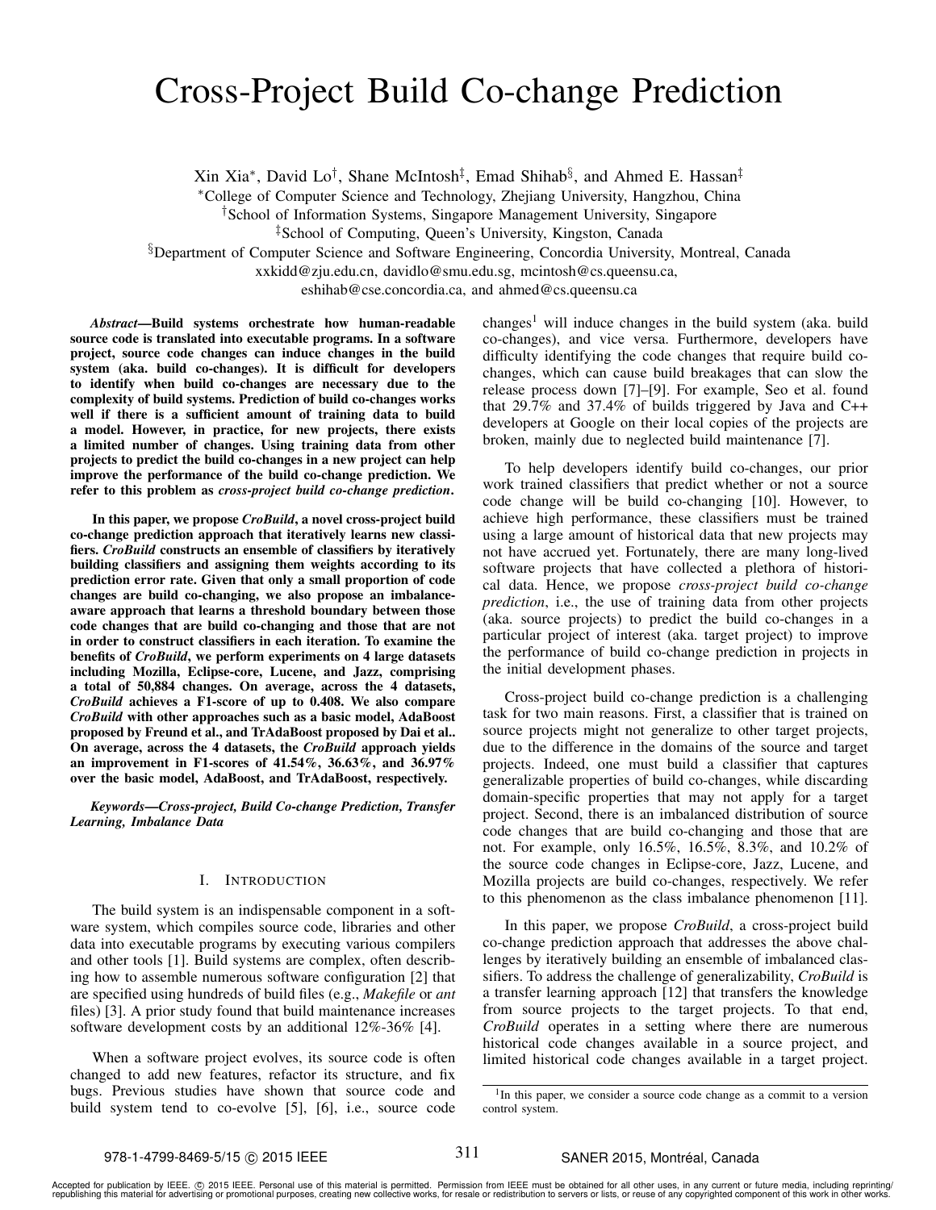# Cross-Project Build Co-change Prediction

Xin Xia[*], David Lo[†], Shane McIntosh[‡], Emad Shihab[§], and Ahmed E. Hassan[‡]

[*]College of Computer Science and Technology, Zhejiang University, Hangzhou, China
[†]School of Information Systems, Singapore Management University, Singapore
[‡]School of Computing, Queen's University, Kingston, Canada
[§]Department of Computer Science and Software Engineering, Concordia University, Montreal, Canada
xxkidd@zju.edu.cn, davidlo@smu.edu.sg, mcintosh@cs.queensu.ca,
eshihab@cse.concordia.ca, and ahmed@cs.queensu.ca

***Abstract*—Build systems orchestrate how human-readable source code is translated into executable programs. In a software project, source code changes can induce changes in the build system (aka. build co-changes). It is difficult for developers to identify when build co-changes are necessary due to the complexity of build systems. Prediction of build co-changes works well if there is a sufficient amount of training data to build a model. However, in practice, for new projects, there exists a limited number of changes. Using training data from other projects to predict the build co-changes in a new project can help improve the performance of the build co-change prediction. We refer to this problem as *cross-project build co-change prediction*.**

**In this paper, we propose *CroBuild*, a novel cross-project build co-change prediction approach that iteratively learns new classifiers. *CroBuild* constructs an ensemble of classifiers by iteratively building classifiers and assigning them weights according to its prediction error rate. Given that only a small proportion of code changes are build co-changing, we also propose an imbalance-aware approach that learns a threshold boundary between those code changes that are build co-changing and those that are not in order to construct classifiers in each iteration. To examine the benefits of *CroBuild*, we perform experiments on 4 large datasets including Mozilla, Eclipse-core, Lucene, and Jazz, comprising a total of 50,884 changes. On average, across the 4 datasets, *CroBuild* achieves a F1-score of up to 0.408. We also compare *CroBuild* with other approaches such as a basic model, AdaBoost proposed by Freund et al., and TrAdaBoost proposed by Dai et al.. On average, across the 4 datasets, the *CroBuild* approach yields an improvement in F1-scores of 41.54%, 36.63%, and 36.97% over the basic model, AdaBoost, and TrAdaBoost, respectively.**

***Keywords*—*Cross-project, Build Co-change Prediction, Transfer Learning, Imbalance Data***

## I. Introduction

The build system is an indispensable component in a software system, which compiles source code, libraries and other data into executable programs by executing various compilers and other tools [1]. Build systems are complex, often describing how to assemble numerous software configuration [2] that are specified using hundreds of build files (e.g., *Makefile* or *ant* files) [3]. A prior study found that build maintenance increases software development costs by an additional 12%-36% [4].

When a software project evolves, its source code is often changed to add new features, refactor its structure, and fix bugs. Previous studies have shown that source code and build system tend to co-evolve [5], [6], i.e., source code changes[1] will induce changes in the build system (aka. build co-changes), and vice versa. Furthermore, developers have difficulty identifying the code changes that require build co-changes, which can cause build breakages that can slow the release process down [7]–[9]. For example, Seo et al. found that 29.7% and 37.4% of builds triggered by Java and C++ developers at Google on their local copies of the projects are broken, mainly due to neglected build maintenance [7].

To help developers identify build co-changes, our prior work trained classifiers that predict whether or not a source code change will be build co-changing [10]. However, to achieve high performance, these classifiers must be trained using a large amount of historical data that new projects may not have accrued yet. Fortunately, there are many long-lived software projects that have collected a plethora of historical data. Hence, we propose *cross-project build co-change prediction*, i.e., the use of training data from other projects (aka. source projects) to predict the build co-changes in a particular project of interest (aka. target project) to improve the performance of build co-change prediction in projects in the initial development phases.

Cross-project build co-change prediction is a challenging task for two main reasons. First, a classifier that is trained on source projects might not generalize to other target projects, due to the difference in the domains of the source and target projects. Indeed, one must build a classifier that captures generalizable properties of build co-changes, while discarding domain-specific properties that may not apply for a target project. Second, there is an imbalanced distribution of source code changes that are build co-changing and those that are not. For example, only 16.5%, 16.5%, 8.3%, and 10.2% of the source code changes in Eclipse-core, Jazz, Lucene, and Mozilla projects are build co-changes, respectively. We refer to this phenomenon as the class imbalance phenomenon [11].

In this paper, we propose *CroBuild*, a cross-project build co-change prediction approach that addresses the above challenges by iteratively building an ensemble of imbalanced classifiers. To address the challenge of generalizability, *CroBuild* is a transfer learning approach [12] that transfers the knowledge from source projects to the target projects. To that end, *CroBuild* operates in a setting where there are numerous historical code changes available in a source project, and limited historical code changes available in a target project.

[1]In this paper, we consider a source code change as a commit to a version control system.

978-1-4799-8469-5/15 © 2015 IEEE — SANER 2015, Montréal, Canada

Accepted for publication by IEEE. © 2015 IEEE. Personal use of this material is permitted. Permission from IEEE must be obtained for all other uses, in any current or future media, including reprinting/republishing this material for advertising or promotional purposes, creating new collective works, for resale or redistribution to servers or lists, or reuse of any copyrighted component of this work in other works.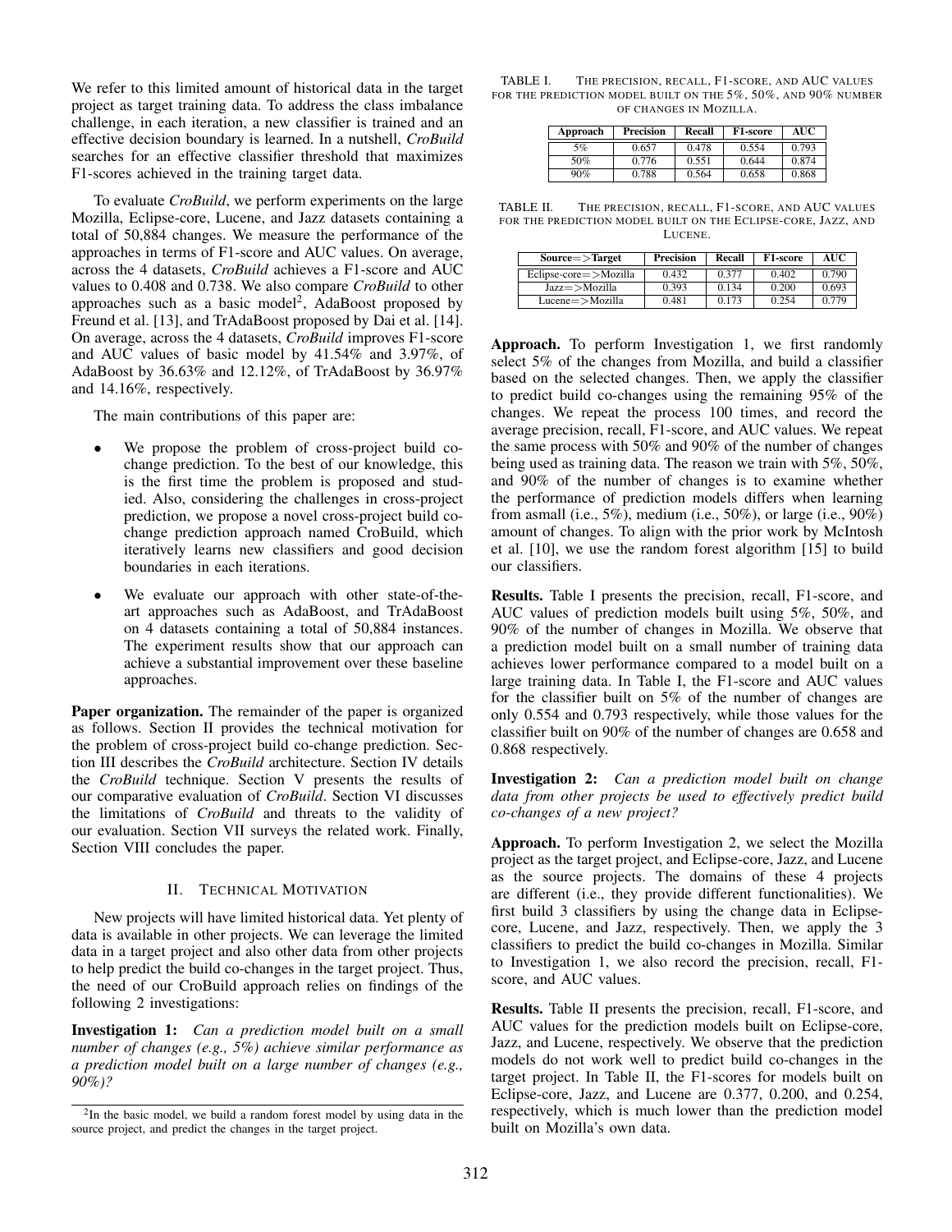We refer to this limited amount of historical data in the target project as target training data. To address the class imbalance challenge, in each iteration, a new classifier is trained and an effective decision boundary is learned. In a nutshell, *CroBuild* searches for an effective classifier threshold that maximizes F1-scores achieved in the training target data.

To evaluate *CroBuild*, we perform experiments on the large Mozilla, Eclipse-core, Lucene, and Jazz datasets containing a total of 50,884 changes. We measure the performance of the approaches in terms of F1-score and AUC values. On average, across the 4 datasets, *CroBuild* achieves a F1-score and AUC values to 0.408 and 0.738. We also compare *CroBuild* to other approaches such as a basic model[2], AdaBoost proposed by Freund et al. [13], and TrAdaBoost proposed by Dai et al. [14]. On average, across the 4 datasets, *CroBuild* improves F1-score and AUC values of basic model by 41.54% and 3.97%, of AdaBoost by 36.63% and 12.12%, of TrAdaBoost by 36.97% and 14.16%, respectively.

The main contributions of this paper are:

- We propose the problem of cross-project build co-change prediction. To the best of our knowledge, this is the first time the problem is proposed and studied. Also, considering the challenges in cross-project prediction, we propose a novel cross-project build co-change prediction approach named CroBuild, which iteratively learns new classifiers and good decision boundaries in each iterations.
- We evaluate our approach with other state-of-the-art approaches such as AdaBoost, and TrAdaBoost on 4 datasets containing a total of 50,884 instances. The experiment results show that our approach can achieve a substantial improvement over these baseline approaches.

**Paper organization.** The remainder of the paper is organized as follows. Section II provides the technical motivation for the problem of cross-project build co-change prediction. Section III describes the *CroBuild* architecture. Section IV details the *CroBuild* technique. Section V presents the results of our comparative evaluation of *CroBuild*. Section VI discusses the limitations of *CroBuild* and threats to the validity of our evaluation. Section VII surveys the related work. Finally, Section VIII concludes the paper.

## II. Technical Motivation

New projects will have limited historical data. Yet plenty of data is available in other projects. We can leverage the limited data in a target project and also other data from other projects to help predict the build co-changes in the target project. Thus, the need of our CroBuild approach relies on findings of the following 2 investigations:

**Investigation 1:** *Can a prediction model built on a small number of changes (e.g., 5%) achieve similar performance as a prediction model built on a large number of changes (e.g., 90%)?*

[2]In the basic model, we build a random forest model by using data in the source project, and predict the changes in the target project.

TABLE I. The precision, recall, F1-score, and AUC values for the prediction model built on the 5%, 50%, and 90% number of changes in Mozilla.

| Approach | Precision | Recall | F1-score | AUC |
|---|---|---|---|---|
| 5% | 0.657 | 0.478 | 0.554 | 0.793 |
| 50% | 0.776 | 0.551 | 0.644 | 0.874 |
| 90% | 0.788 | 0.564 | 0.658 | 0.868 |

TABLE II. The precision, recall, F1-score, and AUC values for the prediction model built on the Eclipse-core, Jazz, and Lucene.

| Source=>Target | Precision | Recall | F1-score | AUC |
|---|---|---|---|---|
| Eclipse-core=>Mozilla | 0.432 | 0.377 | 0.402 | 0.790 |
| Jazz=>Mozilla | 0.393 | 0.134 | 0.200 | 0.693 |
| Lucene=>Mozilla | 0.481 | 0.173 | 0.254 | 0.779 |

**Approach.** To perform Investigation 1, we first randomly select 5% of the changes from Mozilla, and build a classifier based on the selected changes. Then, we apply the classifier to predict build co-changes using the remaining 95% of the changes. We repeat the process 100 times, and record the average precision, recall, F1-score, and AUC values. We repeat the same process with 50% and 90% of the number of changes being used as training data. The reason we train with 5%, 50%, and 90% of the number of changes is to examine whether the performance of prediction models differs when learning from asmall (i.e., 5%), medium (i.e., 50%), or large (i.e., 90%) amount of changes. To align with the prior work by McIntosh et al. [10], we use the random forest algorithm [15] to build our classifiers.

**Results.** Table I presents the precision, recall, F1-score, and AUC values of prediction models built using 5%, 50%, and 90% of the number of changes in Mozilla. We observe that a prediction model built on a small number of training data achieves lower performance compared to a model built on a large training data. In Table I, the F1-score and AUC values for the classifier built on 5% of the number of changes are only 0.554 and 0.793 respectively, while those values for the classifier built on 90% of the number of changes are 0.658 and 0.868 respectively.

**Investigation 2:** *Can a prediction model built on change data from other projects be used to effectively predict build co-changes of a new project?*

**Approach.** To perform Investigation 2, we select the Mozilla project as the target project, and Eclipse-core, Jazz, and Lucene as the source projects. The domains of these 4 projects are different (i.e., they provide different functionalities). We first build 3 classifiers by using the change data in Eclipse-core, Lucene, and Jazz, respectively. Then, we apply the 3 classifiers to predict the build co-changes in Mozilla. Similar to Investigation 1, we also record the precision, recall, F1-score, and AUC values.

**Results.** Table II presents the precision, recall, F1-score, and AUC values for the prediction models built on Eclipse-core, Jazz, and Lucene, respectively. We observe that the prediction models do not work well to predict build co-changes in the target project. In Table II, the F1-scores for models built on Eclipse-core, Jazz, and Lucene are 0.377, 0.200, and 0.254, respectively, which is much lower than the prediction model built on Mozilla's own data.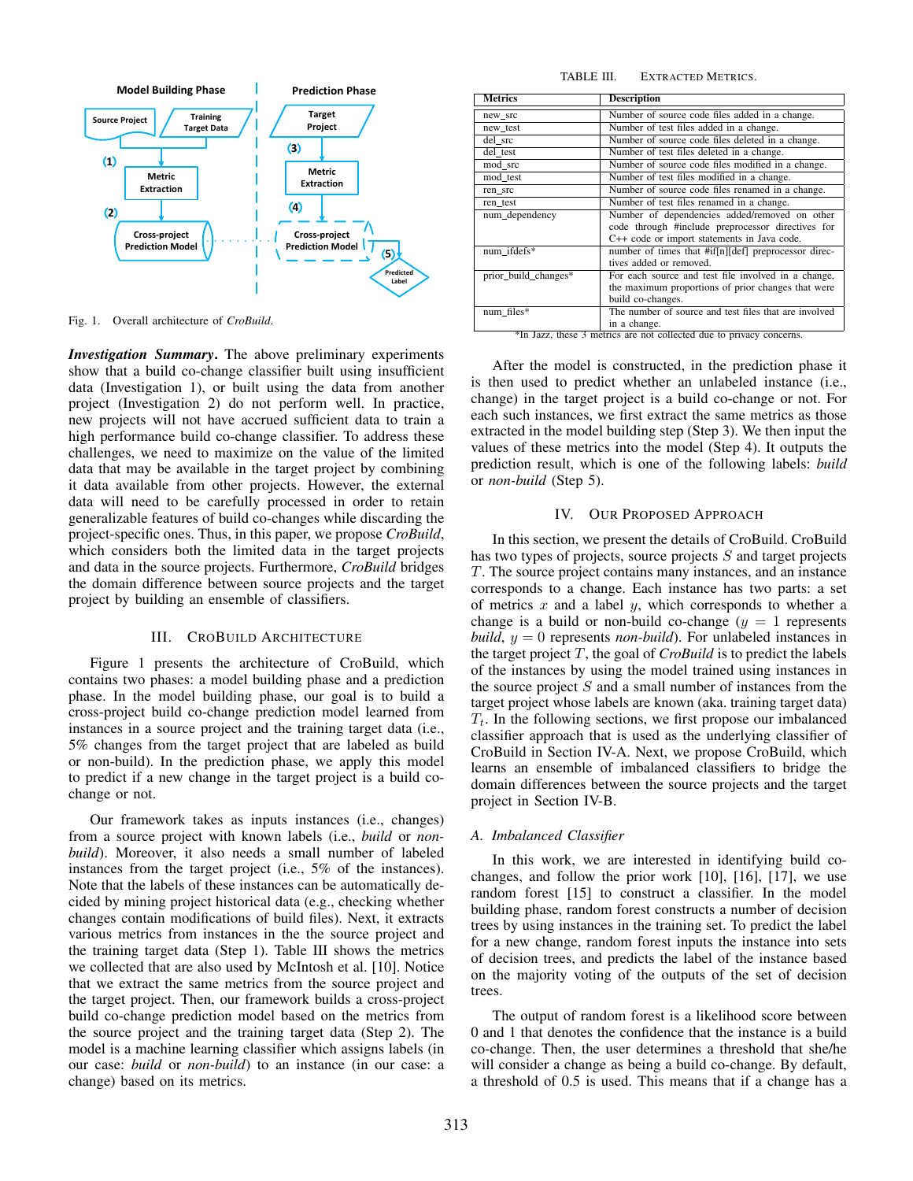Fig. 1. Overall architecture of *CroBuild*.

***Investigation Summary***. The above preliminary experiments show that a build co-change classifier built using insufficient data (Investigation 1), or built using the data from another project (Investigation 2) do not perform well. In practice, new projects will not have accrued sufficient data to train a high performance build co-change classifier. To address these challenges, we need to maximize on the value of the limited data that may be available in the target project by combining it data available from other projects. However, the external data will need to be carefully processed in order to retain generalizable features of build co-changes while discarding the project-specific ones. Thus, in this paper, we propose *CroBuild*, which considers both the limited data in the target projects and data in the source projects. Furthermore, *CroBuild* bridges the domain difference between source projects and the target project by building an ensemble of classifiers.

## III. CroBuild Architecture

Figure 1 presents the architecture of CroBuild, which contains two phases: a model building phase and a prediction phase. In the model building phase, our goal is to build a cross-project build co-change prediction model learned from instances in a source project and the training target data (i.e., 5% changes from the target project that are labeled as build or non-build). In the prediction phase, we apply this model to predict if a new change in the target project is a build co-change or not.

Our framework takes as inputs instances (i.e., changes) from a source project with known labels (i.e., *build* or *non-build*). Moreover, it also needs a small number of labeled instances from the target project (i.e., 5% of the instances). Note that the labels of these instances can be automatically decided by mining project historical data (e.g., checking whether changes contain modifications of build files). Next, it extracts various metrics from instances in the the source project and the training target data (Step 1). Table III shows the metrics we collected that are also used by McIntosh et al. [10]. Notice that we extract the same metrics from the source project and the target project. Then, our framework builds a cross-project build co-change prediction model based on the metrics from the source project and the training target data (Step 2). The model is a machine learning classifier which assigns labels (in our case: *build* or *non-build*) to an instance (in our case: a change) based on its metrics.

TABLE III. Extracted Metrics.

| Metrics | Description |
|---|---|
| new_src | Number of source code files added in a change. |
| new_test | Number of test files added in a change. |
| del_src | Number of source code files deleted in a change. |
| del_test | Number of test files deleted in a change. |
| mod_src | Number of source code files modified in a change. |
| mod_test | Number of test files modified in a change. |
| ren_src | Number of source code files renamed in a change. |
| ren_test | Number of test files renamed in a change. |
| num_dependency | Number of dependencies added/removed on other code through #include preprocessor directives for C++ code or import statements in Java code. |
| num_ifdefs* | number of times that #if[n][def] preprocessor directives added or removed. |
| prior_build_changes* | For each source and test file involved in a change, the maximum proportions of prior changes that were build co-changes. |
| num_files* | The number of source and test files that are involved in a change. |

*In Jazz, these 3 metrics are not collected due to privacy concerns.

After the model is constructed, in the prediction phase it is then used to predict whether an unlabeled instance (i.e., change) in the target project is a build co-change or not. For each such instances, we first extract the same metrics as those extracted in the model building step (Step 3). We then input the values of these metrics into the model (Step 4). It outputs the prediction result, which is one of the following labels: *build* or *non-build* (Step 5).

## IV. Our Proposed Approach

In this section, we present the details of CroBuild. CroBuild has two types of projects, source projects $S$ and target projects $T$. The source project contains many instances, and an instance corresponds to a change. Each instance has two parts: a set of metrics $x$ and a label $y$, which corresponds to whether a change is a build or non-build co-change ($y = 1$ represents *build*, $y = 0$ represents *non-build*). For unlabeled instances in the target project $T$, the goal of *CroBuild* is to predict the labels of the instances by using the model trained using instances in the source project $S$ and a small number of instances from the target project whose labels are known (aka. training target data) $T_t$. In the following sections, we first propose our imbalanced classifier approach that is used as the underlying classifier of CroBuild in Section IV-A. Next, we propose CroBuild, which learns an ensemble of imbalanced classifiers to bridge the domain differences between the source projects and the target project in Section IV-B.

### A. Imbalanced Classifier

In this work, we are interested in identifying build co-changes, and follow the prior work [10], [16], [17], we use random forest [15] to construct a classifier. In the model building phase, random forest constructs a number of decision trees by using instances in the training set. To predict the label for a new change, random forest inputs the instance into sets of decision trees, and predicts the label of the instance based on the majority voting of the outputs of the set of decision trees.

The output of random forest is a likelihood score between 0 and 1 that denotes the confidence that the instance is a build co-change. Then, the user determines a threshold that she/he will consider a change as being a build co-change. By default, a threshold of 0.5 is used. This means that if a change has a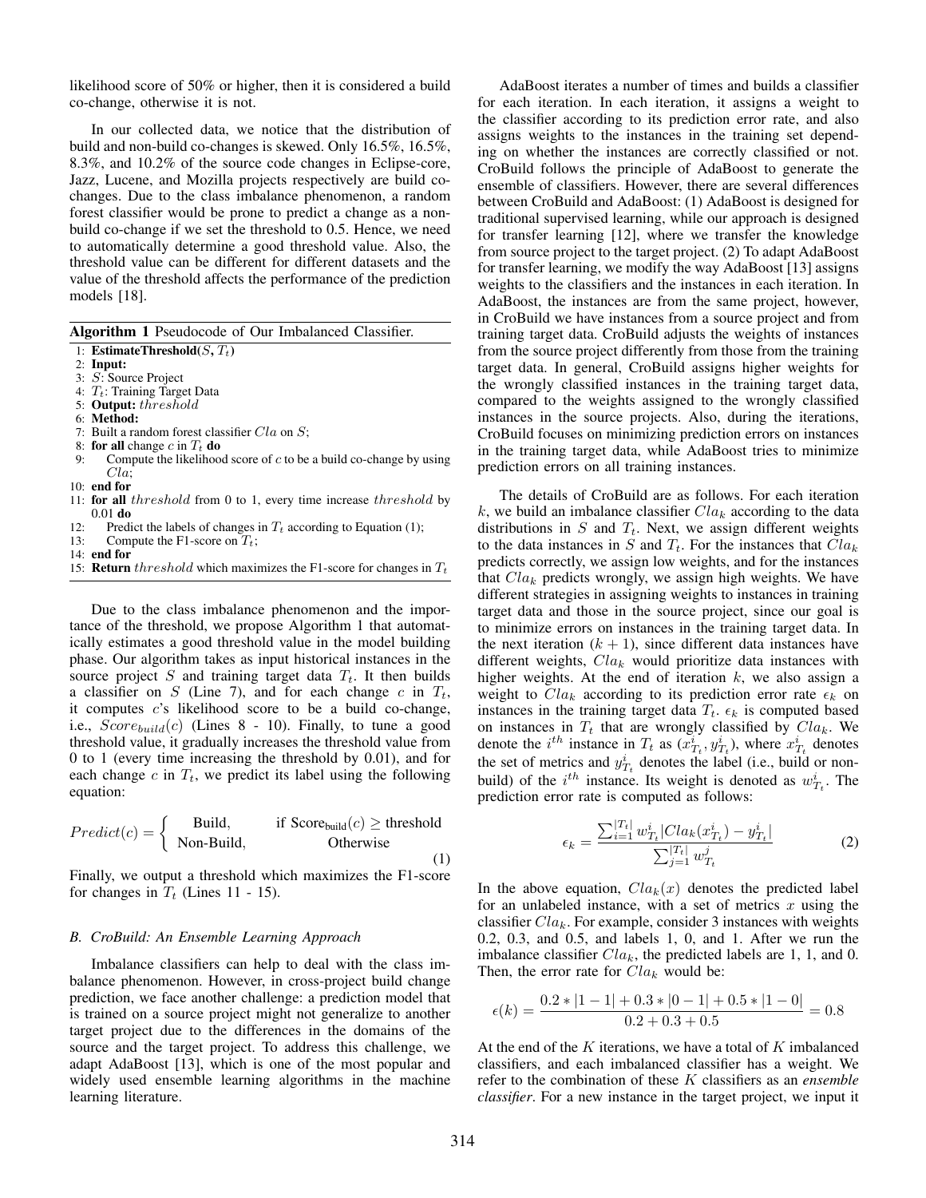likelihood score of 50% or higher, then it is considered a build co-change, otherwise it is not.

In our collected data, we notice that the distribution of build and non-build co-changes is skewed. Only 16.5%, 16.5%, 8.3%, and 10.2% of the source code changes in Eclipse-core, Jazz, Lucene, and Mozilla projects respectively are build co-changes. Due to the class imbalance phenomenon, a random forest classifier would be prone to predict a change as a non-build co-change if we set the threshold to 0.5. Hence, we need to automatically determine a good threshold value. Also, the threshold value can be different for different datasets and the value of the threshold affects the performance of the prediction models [18].

**Algorithm 1** Pseudocode of Our Imbalanced Classifier.

```
1:  EstimateThreshold(S, T_t)
2:  Input:
3:  S: Source Project
4:  T_t: Training Target Data
5:  Output: threshold
6:  Method:
7:  Built a random forest classifier Cla on S;
8:  for all change c in T_t do
9:      Compute the likelihood score of c to be a build co-change by using Cla;
10: end for
11: for all threshold from 0 to 1, every time increase threshold by 0.01 do
12:     Predict the labels of changes in T_t according to Equation (1);
13:     Compute the F1-score on T_t;
14: end for
15: Return threshold which maximizes the F1-score for changes in T_t
```

Due to the class imbalance phenomenon and the importance of the threshold, we propose Algorithm 1 that automatically estimates a good threshold value in the model building phase. Our algorithm takes as input historical instances in the source project $S$ and training target data $T_t$. It then builds a classifier on $S$ (Line 7), and for each change $c$ in $T_t$, it computes $c$'s likelihood score to be a build co-change, i.e., $Score_{build}(c)$ (Lines 8 - 10). Finally, to tune a good threshold value, it gradually increases the threshold value from 0 to 1 (every time increasing the threshold by 0.01), and for each change $c$ in $T_t$, we predict its label using the following equation:

$$Predict(c) = \begin{cases} \text{Build}, & \text{if } \text{Score}_{\text{build}}(c) \geq \text{threshold} \\ \text{Non-Build}, & \text{Otherwise} \end{cases} \quad (1)$$

Finally, we output a threshold which maximizes the F1-score for changes in $T_t$ (Lines 11 - 15).

### B. CroBuild: An Ensemble Learning Approach

Imbalance classifiers can help to deal with the class imbalance phenomenon. However, in cross-project build change prediction, we face another challenge: a prediction model that is trained on a source project might not generalize to another target project due to the differences in the domains of the source and the target project. To address this challenge, we adapt AdaBoost [13], which is one of the most popular and widely used ensemble learning algorithms in the machine learning literature.

AdaBoost iterates a number of times and builds a classifier for each iteration. In each iteration, it assigns a weight to the classifier according to its prediction error rate, and also assigns weights to the instances in the training set depending on whether the instances are correctly classified or not. CroBuild follows the principle of AdaBoost to generate the ensemble of classifiers. However, there are several differences between CroBuild and AdaBoost: (1) AdaBoost is designed for traditional supervised learning, while our approach is designed for transfer learning [12], where we transfer the knowledge from source project to the target project. (2) To adapt AdaBoost for transfer learning, we modify the way AdaBoost [13] assigns weights to the classifiers and the instances in each iteration. In AdaBoost, the instances are from the same project, however, in CroBuild we have instances from a source project and from training target data. CroBuild adjusts the weights of instances from the source project differently from those from the training target data. In general, CroBuild assigns higher weights for the wrongly classified instances in the training target data, compared to the weights assigned to the wrongly classified instances in the source projects. Also, during the iterations, CroBuild focuses on minimizing prediction errors on instances in the training target data, while AdaBoost tries to minimize prediction errors on all training instances.

The details of CroBuild are as follows. For each iteration $k$, we build an imbalance classifier $Cla_k$ according to the data distributions in $S$ and $T_t$. Next, we assign different weights to the data instances in $S$ and $T_t$. For the instances that $Cla_k$ predicts correctly, we assign low weights, and for the instances that $Cla_k$ predicts wrongly, we assign high weights. We have different strategies in assigning weights to instances in training target data and those in the source project, since our goal is to minimize errors on instances in the training target data. In the next iteration $(k+1)$, since different data instances have different weights, $Cla_k$ would prioritize data instances with higher weights. At the end of iteration $k$, we also assign a weight to $Cla_k$ according to its prediction error rate $\epsilon_k$ on instances in the training target data $T_t$. $\epsilon_k$ is computed based on instances in $T_t$ that are wrongly classified by $Cla_k$. We denote the $i^{th}$ instance in $T_t$ as $(x^i_{T_t}, y^i_{T_t})$, where $x^i_{T_t}$ denotes the set of metrics and $y^i_{T_t}$ denotes the label (i.e., build or non-build) of the $i^{th}$ instance. Its weight is denoted as $w^i_{T_t}$. The prediction error rate is computed as follows:

$$\epsilon_k = \frac{\sum_{i=1}^{|T_t|} w^i_{T_t} |Cla_k(x^i_{T_t}) - y^i_{T_t}|}{\sum_{j=1}^{|T_t|} w^j_{T_t}} \quad (2)$$

In the above equation, $Cla_k(x)$ denotes the predicted label for an unlabeled instance, with a set of metrics $x$ using the classifier $Cla_k$. For example, consider 3 instances with weights 0.2, 0.3, and 0.5, and labels 1, 0, and 1. After we run the imbalance classifier $Cla_k$, the predicted labels are 1, 1, and 0. Then, the error rate for $Cla_k$ would be:

$$\epsilon(k) = \frac{0.2 * |1-1| + 0.3 * |0-1| + 0.5 * |1-0|}{0.2 + 0.3 + 0.5} = 0.8$$

At the end of the $K$ iterations, we have a total of $K$ imbalanced classifiers, and each imbalanced classifier has a weight. We refer to the combination of these $K$ classifiers as an *ensemble classifier*. For a new instance in the target project, we input it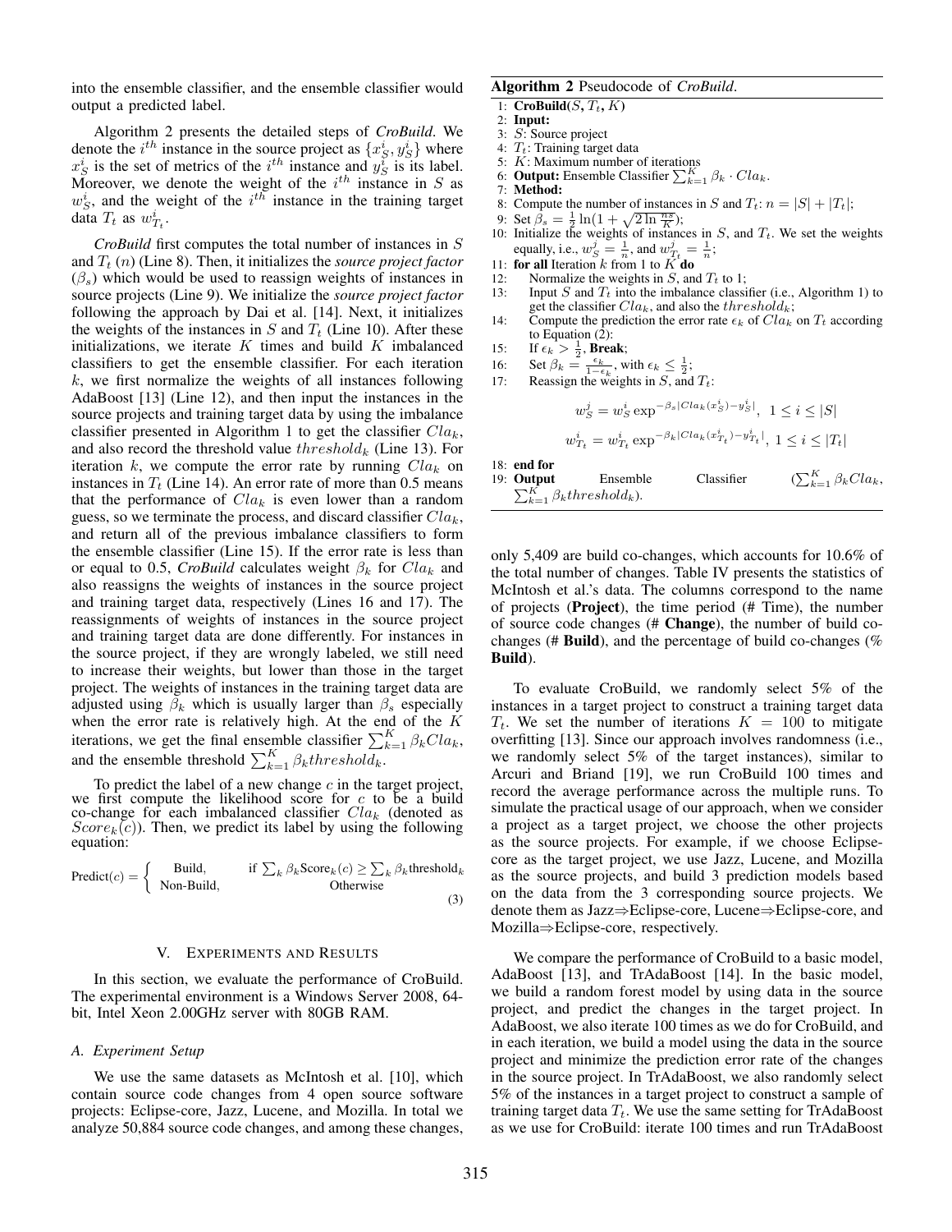into the ensemble classifier, and the ensemble classifier would output a predicted label.

Algorithm 2 presents the detailed steps of *CroBuild*. We denote the $i^{th}$ instance in the source project as $\{x_S^i, y_S^i\}$ where $x_S^i$ is the set of metrics of the $i^{th}$ instance and $y_S^i$ is its label. Moreover, we denote the weight of the $i^{th}$ instance in $S$ as $w_S^i$, and the weight of the $i^{th}$ instance in the training target data $T_t$ as $w_{T_t}^i$.

*CroBuild* first computes the total number of instances in $S$ and $T_t$ ($n$) (Line 8). Then, it initializes the *source project factor* ($\beta_s$) which would be used to reassign weights of instances in source projects (Line 9). We initialize the *source project factor* following the approach by Dai et al. [14]. Next, it initializes the weights of the instances in $S$ and $T_t$ (Line 10). After these initializations, we iterate $K$ times and build $K$ imbalanced classifiers to get the ensemble classifier. For each iteration $k$, we first normalize the weights of all instances following AdaBoost [13] (Line 12), and then input the instances in the source projects and training target data by using the imbalance classifier presented in Algorithm 1 to get the classifier $Cla_k$, and also record the threshold value $threshold_k$ (Line 13). For iteration $k$, we compute the error rate by running $Cla_k$ on instances in $T_t$ (Line 14). An error rate of more than 0.5 means that the performance of $Cla_k$ is even lower than a random guess, so we terminate the process, and discard classifier $Cla_k$, and return all of the previous imbalance classifiers to form the ensemble classifier (Line 15). If the error rate is less than or equal to 0.5, *CroBuild* calculates weight $\beta_k$ for $Cla_k$ and also reassigns the weights of instances in the source project and training target data, respectively (Lines 16 and 17). The reassignments of weights of instances in the source project and training target data are done differently. For instances in the source project, if they are wrongly labeled, we still need to increase their weights, but lower than those in the target project. The weights of instances in the training target data are adjusted using $\beta_k$ which is usually larger than $\beta_s$ especially when the error rate is relatively high. At the end of the $K$ iterations, we get the final ensemble classifier $\sum_{k=1}^{K} \beta_k Cla_k$, and the ensemble threshold $\sum_{k=1}^{K} \beta_k threshold_k$.

To predict the label of a new change $c$ in the target project, we first compute the likelihood score for $c$ to be a build co-change for each imbalanced classifier $Cla_k$ (denoted as $Score_k(c)$). Then, we predict its label by using the following equation:

$$\text{Predict}(c) = \begin{cases} \text{Build}, & \text{if } \sum_k \beta_k \text{Score}_k(c) \geq \sum_k \beta_k \text{threshold}_k \\ \text{Non-Build}, & \text{Otherwise} \end{cases} \quad (3)$$

**Algorithm 2** Pseudocode of *CroBuild*.

1: **CroBuild**($S$, $T_t$, $K$)
2: **Input:**
3: $S$: Source project
4: $T_t$: Training target data
5: $K$: Maximum number of iterations
6: **Output:** Ensemble Classifier $\sum_{k=1}^{K} \beta_k \cdot Cla_k$.
7: **Method:**
8: Compute the number of instances in $S$ and $T_t$: $n = |S| + |T_t|$;
9: Set $\beta_s = \frac{1}{2}\ln(1 + \sqrt{2\ln\frac{ns}{K}})$;
10: Initialize the weights of instances in $S$, and $T_t$. We set the weights equally, i.e., $w_S^j = \frac{1}{n}$, and $w_{T_t}^j = \frac{1}{n}$;
11: **for all** Iteration $k$ from 1 to $K$ **do**
12: Normalize the weights in $S$, and $T_t$ to 1;
13: Input $S$ and $T_t$ into the imbalance classifier (i.e., Algorithm 1) to get the classifier $Cla_k$, and also the $threshold_k$;
14: Compute the prediction the error rate $\epsilon_k$ of $Cla_k$ on $T_t$ according to Equation (2):
15: If $\epsilon_k > \frac{1}{2}$, **Break**;
16: Set $\beta_k = \frac{\epsilon_k}{1-\epsilon_k}$, with $\epsilon_k \leq \frac{1}{2}$;
17: Reassign the weights in $S$, and $T_t$:

$$w_S^j = w_S^i \exp^{-\beta_s |Cla_k(x_S^i) - y_S^i|},\ 1 \leq i \leq |S|$$

$$w_{T_t}^i = w_{T_t}^i \exp^{-\beta_k |Cla_k(x_{T_t}^i) - y_{T_t}^i|},\ 1 \leq i \leq |T_t|$$

18: **end for**
19: **Output** Ensemble Classifier ($\sum_{k=1}^{K} \beta_k Cla_k$, $\sum_{k=1}^{K} \beta_k threshold_k$).

## V. Experiments and Results

In this section, we evaluate the performance of CroBuild. The experimental environment is a Windows Server 2008, 64-bit, Intel Xeon 2.00GHz server with 80GB RAM.

### A. Experiment Setup

We use the same datasets as McIntosh et al. [10], which contain source code changes from 4 open source software projects: Eclipse-core, Jazz, Lucene, and Mozilla. In total we analyze 50,884 source code changes, and among these changes, only 5,409 are build co-changes, which accounts for 10.6% of the total number of changes. Table IV presents the statistics of McIntosh et al.'s data. The columns correspond to the name of projects (**Project**), the time period (# Time), the number of source code changes (# **Change**), the number of build co-changes (# **Build**), and the percentage of build co-changes (% **Build**).

To evaluate CroBuild, we randomly select 5% of the instances in a target project to construct a training target data $T_t$. We set the number of iterations $K = 100$ to mitigate overfitting [13]. Since our approach involves randomness (i.e., we randomly select 5% of the target instances), similar to Arcuri and Briand [19], we run CroBuild 100 times and record the average performance across the multiple runs. To simulate the practical usage of our approach, when we consider a project as a target project, we choose the other projects as the source projects. For example, if we choose Eclipse-core as the target project, we use Jazz, Lucene, and Mozilla as the source projects, and build 3 prediction models based on the data from the 3 corresponding source projects. We denote them as Jazz⇒Eclipse-core, Lucene⇒Eclipse-core, and Mozilla⇒Eclipse-core, respectively.

We compare the performance of CroBuild to a basic model, AdaBoost [13], and TrAdaBoost [14]. In the basic model, we build a random forest model by using data in the source project, and predict the changes in the target project. In AdaBoost, we also iterate 100 times as we do for CroBuild, and in each iteration, we build a model using the data in the source project and minimize the prediction error rate of the changes in the source project. In TrAdaBoost, we also randomly select 5% of the instances in a target project to construct a sample of training target data $T_t$. We use the same setting for TrAdaBoost as we use for CroBuild: iterate 100 times and run TrAdaBoost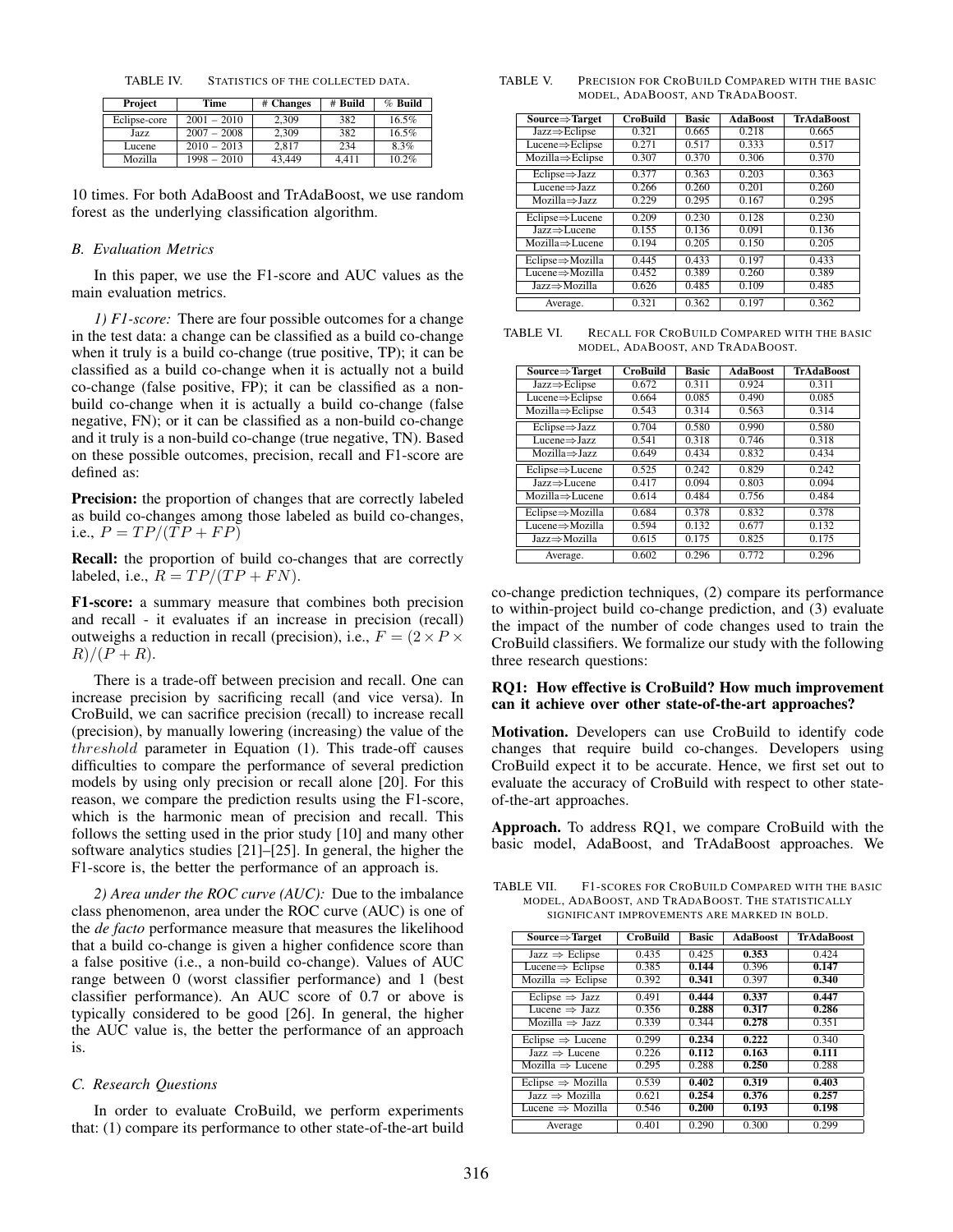TABLE IV. STATISTICS OF THE COLLECTED DATA.

| Project | Time | # Changes | # Build | % Build |
|---|---|---|---|---|
| Eclipse-core | 2001 – 2010 | 2,309 | 382 | 16.5% |
| Jazz | 2007 – 2008 | 2,309 | 382 | 16.5% |
| Lucene | 2010 – 2013 | 2,817 | 234 | 8.3% |
| Mozilla | 1998 – 2010 | 43,449 | 4,411 | 10.2% |

10 times. For both AdaBoost and TrAdaBoost, we use random forest as the underlying classification algorithm.

### B. Evaluation Metrics

In this paper, we use the F1-score and AUC values as the main evaluation metrics.

*1) F1-score:* There are four possible outcomes for a change in the test data: a change can be classified as a build co-change when it truly is a build co-change (true positive, TP); it can be classified as a build co-change when it is actually not a build co-change (false positive, FP); it can be classified as a non-build co-change when it is actually a build co-change (false negative, FN); or it can be classified as a non-build co-change and it truly is a non-build co-change (true negative, TN). Based on these possible outcomes, precision, recall and F1-score are defined as:

**Precision:** the proportion of changes that are correctly labeled as build co-changes among those labeled as build co-changes, i.e., $P = TP/(TP + FP)$

**Recall:** the proportion of build co-changes that are correctly labeled, i.e., $R = TP/(TP + FN)$.

**F1-score:** a summary measure that combines both precision and recall - it evaluates if an increase in precision (recall) outweighs a reduction in recall (precision), i.e., $F = (2 \times P \times R)/(P + R)$.

There is a trade-off between precision and recall. One can increase precision by sacrificing recall (and vice versa). In CroBuild, we can sacrifice precision (recall) to increase recall (precision), by manually lowering (increasing) the value of the $threshold$ parameter in Equation (1). This trade-off causes difficulties to compare the performance of several prediction models by using only precision or recall alone [20]. For this reason, we compare the prediction results using the F1-score, which is the harmonic mean of precision and recall. This follows the setting used in the prior study [10] and many other software analytics studies [21]–[25]. In general, the higher the F1-score is, the better the performance of an approach is.

*2) Area under the ROC curve (AUC):* Due to the imbalance class phenomenon, area under the ROC curve (AUC) is one of the *de facto* performance measure that measures the likelihood that a build co-change is given a higher confidence score than a false positive (i.e., a non-build co-change). Values of AUC range between 0 (worst classifier performance) and 1 (best classifier performance). An AUC score of 0.7 or above is typically considered to be good [26]. In general, the higher the AUC value is, the better the performance of an approach is.

### C. Research Questions

In order to evaluate CroBuild, we perform experiments that: (1) compare its performance to other state-of-the-art build co-change prediction techniques, (2) compare its performance to within-project build co-change prediction, and (3) evaluate the impact of the number of code changes used to train the CroBuild classifiers. We formalize our study with the following three research questions:

**RQ1: How effective is CroBuild? How much improvement can it achieve over other state-of-the-art approaches?**

**Motivation.** Developers can use CroBuild to identify code changes that require build co-changes. Developers using CroBuild expect it to be accurate. Hence, we first set out to evaluate the accuracy of CroBuild with respect to other state-of-the-art approaches.

**Approach.** To address RQ1, we compare CroBuild with the basic model, AdaBoost, and TrAdaBoost approaches. We

TABLE V. PRECISION FOR CROBUILD COMPARED WITH THE BASIC MODEL, ADABOOST, AND TRADABOOST.

| Source⇒Target | CroBuild | Basic | AdaBoost | TrAdaBoost |
|---|---|---|---|---|
| Jazz⇒Eclipse | 0.321 | 0.665 | 0.218 | 0.665 |
| Lucene⇒Eclipse | 0.271 | 0.517 | 0.333 | 0.517 |
| Mozilla⇒Eclipse | 0.307 | 0.370 | 0.306 | 0.370 |
| Eclipse⇒Jazz | 0.377 | 0.363 | 0.203 | 0.363 |
| Lucene⇒Jazz | 0.266 | 0.260 | 0.201 | 0.260 |
| Mozilla⇒Jazz | 0.229 | 0.295 | 0.167 | 0.295 |
| Eclipse⇒Lucene | 0.209 | 0.230 | 0.128 | 0.230 |
| Jazz⇒Lucene | 0.155 | 0.136 | 0.091 | 0.136 |
| Mozilla⇒Lucene | 0.194 | 0.205 | 0.150 | 0.205 |
| Eclipse⇒Mozilla | 0.445 | 0.433 | 0.197 | 0.433 |
| Lucene⇒Mozilla | 0.452 | 0.389 | 0.260 | 0.389 |
| Jazz⇒Mozilla | 0.626 | 0.485 | 0.109 | 0.485 |
| Average. | 0.321 | 0.362 | 0.197 | 0.362 |

TABLE VI. RECALL FOR CROBUILD COMPARED WITH THE BASIC MODEL, ADABOOST, AND TRADABOOST.

| Source⇒Target | CroBuild | Basic | AdaBoost | TrAdaBoost |
|---|---|---|---|---|
| Jazz⇒Eclipse | 0.672 | 0.311 | 0.924 | 0.311 |
| Lucene⇒Eclipse | 0.664 | 0.085 | 0.490 | 0.085 |
| Mozilla⇒Eclipse | 0.543 | 0.314 | 0.563 | 0.314 |
| Eclipse⇒Jazz | 0.704 | 0.580 | 0.990 | 0.580 |
| Lucene⇒Jazz | 0.541 | 0.318 | 0.746 | 0.318 |
| Mozilla⇒Jazz | 0.649 | 0.434 | 0.832 | 0.434 |
| Eclipse⇒Lucene | 0.525 | 0.242 | 0.829 | 0.242 |
| Jazz⇒Lucene | 0.417 | 0.094 | 0.803 | 0.094 |
| Mozilla⇒Lucene | 0.614 | 0.484 | 0.756 | 0.484 |
| Eclipse⇒Mozilla | 0.684 | 0.378 | 0.832 | 0.378 |
| Lucene⇒Mozilla | 0.594 | 0.132 | 0.677 | 0.132 |
| Jazz⇒Mozilla | 0.615 | 0.175 | 0.825 | 0.175 |
| Average. | 0.602 | 0.296 | 0.772 | 0.296 |

TABLE VII. F1-SCORES FOR CROBUILD COMPARED WITH THE BASIC MODEL, ADABOOST, AND TRADABOOST. THE STATISTICALLY SIGNIFICANT IMPROVEMENTS ARE MARKED IN BOLD.

| Source⇒Target | CroBuild | Basic | AdaBoost | TrAdaBoost |
|---|---|---|---|---|
| Jazz ⇒ Eclipse | 0.435 | 0.425 | **0.353** | 0.424 |
| Lucene⇒ Eclipse | 0.385 | **0.144** | 0.396 | **0.147** |
| Mozilla ⇒ Eclipse | 0.392 | **0.341** | 0.397 | **0.340** |
| Eclipse ⇒ Jazz | 0.491 | **0.444** | **0.337** | **0.447** |
| Lucene ⇒ Jazz | 0.356 | **0.288** | **0.317** | **0.286** |
| Mozilla ⇒ Jazz | 0.339 | 0.344 | **0.278** | 0.351 |
| Eclipse ⇒ Lucene | 0.299 | **0.234** | **0.222** | 0.340 |
| Jazz ⇒ Lucene | 0.226 | **0.112** | **0.163** | **0.111** |
| Mozilla ⇒ Lucene | 0.295 | 0.288 | **0.250** | 0.288 |
| Eclipse ⇒ Mozilla | 0.539 | **0.402** | **0.319** | **0.403** |
| Jazz ⇒ Mozilla | 0.621 | **0.254** | **0.376** | **0.257** |
| Lucene ⇒ Mozilla | 0.546 | **0.200** | **0.193** | **0.198** |
| Average | 0.401 | 0.290 | 0.300 | 0.299 |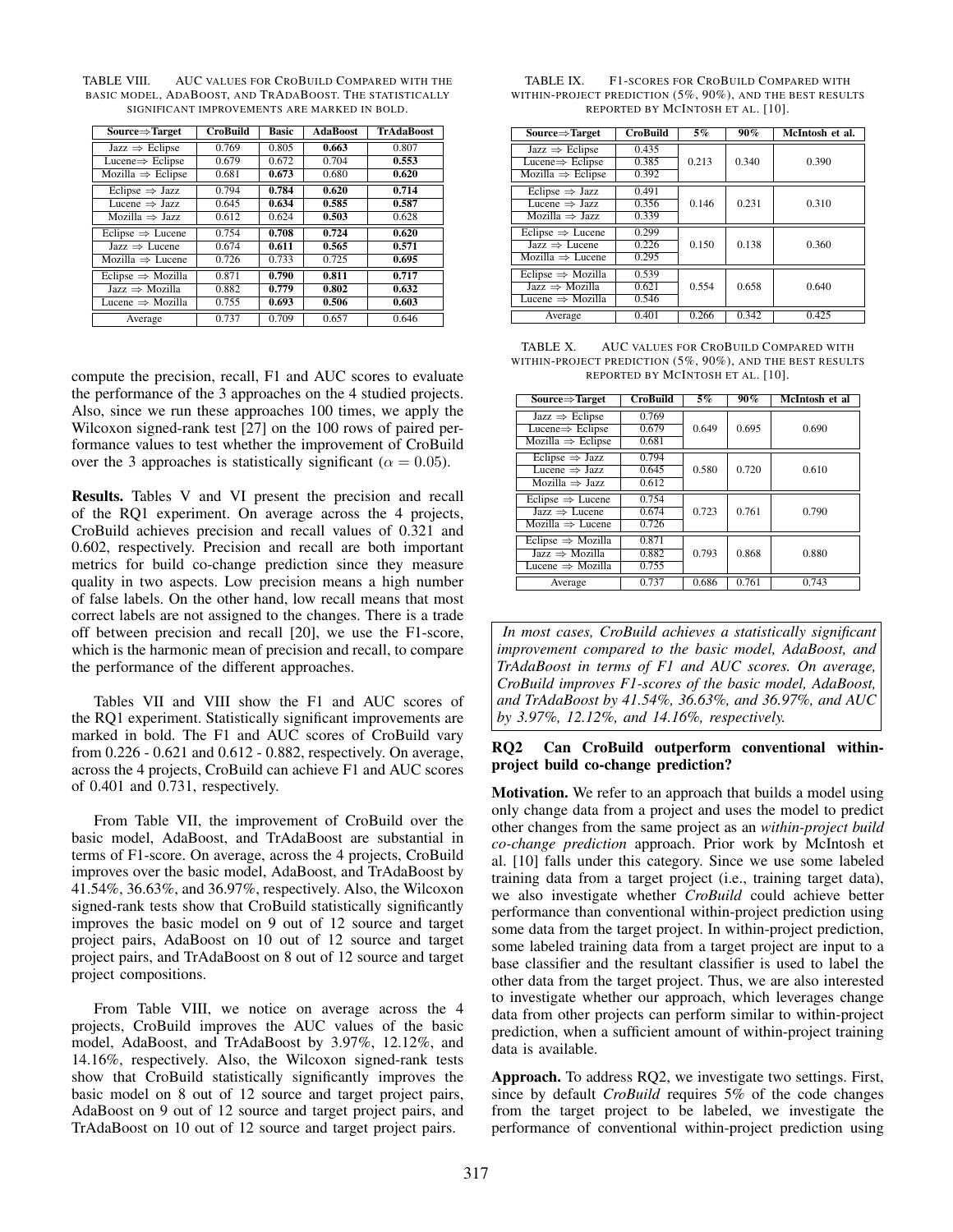TABLE VIII. AUC VALUES FOR CROBUILD COMPARED WITH THE BASIC MODEL, ADABOOST, AND TRADABOOST. THE STATISTICALLY SIGNIFICANT IMPROVEMENTS ARE MARKED IN BOLD.

| Source⇒Target | CroBuild | Basic | AdaBoost | TrAdaBoost |
|---|---|---|---|---|
| Jazz ⇒ Eclipse | 0.769 | 0.805 | **0.663** | 0.807 |
| Lucene⇒ Eclipse | 0.679 | 0.672 | 0.704 | **0.553** |
| Mozilla ⇒ Eclipse | 0.681 | **0.673** | 0.680 | **0.620** |
| Eclipse ⇒ Jazz | 0.794 | **0.784** | **0.620** | **0.714** |
| Lucene ⇒ Jazz | 0.645 | **0.634** | **0.585** | **0.587** |
| Mozilla ⇒ Jazz | 0.612 | 0.624 | **0.503** | 0.628 |
| Eclipse ⇒ Lucene | 0.754 | **0.708** | **0.724** | **0.620** |
| Jazz ⇒ Lucene | 0.674 | **0.611** | **0.565** | **0.571** |
| Mozilla ⇒ Lucene | 0.726 | 0.733 | 0.725 | **0.695** |
| Eclipse ⇒ Mozilla | 0.871 | **0.790** | **0.811** | **0.717** |
| Jazz ⇒ Mozilla | 0.882 | **0.779** | **0.802** | **0.632** |
| Lucene ⇒ Mozilla | 0.755 | **0.693** | **0.506** | **0.603** |
| Average | 0.737 | 0.709 | 0.657 | 0.646 |

compute the precision, recall, F1 and AUC scores to evaluate the performance of the 3 approaches on the 4 studied projects. Also, since we run these approaches 100 times, we apply the Wilcoxon signed-rank test [27] on the 100 rows of paired performance values to test whether the improvement of CroBuild over the 3 approaches is statistically significant ($\alpha = 0.05$).

**Results.** Tables V and VI present the precision and recall of the RQ1 experiment. On average across the 4 projects, CroBuild achieves precision and recall values of 0.321 and 0.602, respectively. Precision and recall are both important metrics for build co-change prediction since they measure quality in two aspects. Low precision means a high number of false labels. On the other hand, low recall means that most correct labels are not assigned to the changes. There is a trade off between precision and recall [20], we use the F1-score, which is the harmonic mean of precision and recall, to compare the performance of the different approaches.

Tables VII and VIII show the F1 and AUC scores of the RQ1 experiment. Statistically significant improvements are marked in bold. The F1 and AUC scores of CroBuild vary from 0.226 - 0.621 and 0.612 - 0.882, respectively. On average, across the 4 projects, CroBuild can achieve F1 and AUC scores of 0.401 and 0.731, respectively.

From Table VII, the improvement of CroBuild over the basic model, AdaBoost, and TrAdaBoost are substantial in terms of F1-score. On average, across the 4 projects, CroBuild improves over the basic model, AdaBoost, and TrAdaBoost by 41.54%, 36.63%, and 36.97%, respectively. Also, the Wilcoxon signed-rank tests show that CroBuild statistically significantly improves the basic model on 9 out of 12 source and target project pairs, AdaBoost on 10 out of 12 source and target project pairs, and TrAdaBoost on 8 out of 12 source and target project compositions.

From Table VIII, we notice on average across the 4 projects, CroBuild improves the AUC values of the basic model, AdaBoost, and TrAdaBoost by 3.97%, 12.12%, and 14.16%, respectively. Also, the Wilcoxon signed-rank tests show that CroBuild statistically significantly improves the basic model on 8 out of 12 source and target project pairs, AdaBoost on 9 out of 12 source and target project pairs, and TrAdaBoost on 10 out of 12 source and target project pairs.

TABLE IX. F1-SCORES FOR CROBUILD COMPARED WITH WITHIN-PROJECT PREDICTION (5%, 90%), AND THE BEST RESULTS REPORTED BY MCINTOSH ET AL. [10].

| Source⇒Target | CroBuild | 5% | 90% | McIntosh et al. |
|---|---|---|---|---|
| Jazz ⇒ Eclipse | 0.435 | 0.213 | 0.340 | 0.390 |
| Lucene⇒ Eclipse | 0.385 | | | |
| Mozilla ⇒ Eclipse | 0.392 | | | |
| Eclipse ⇒ Jazz | 0.491 | 0.146 | 0.231 | 0.310 |
| Lucene ⇒ Jazz | 0.356 | | | |
| Mozilla ⇒ Jazz | 0.339 | | | |
| Eclipse ⇒ Lucene | 0.299 | 0.150 | 0.138 | 0.360 |
| Jazz ⇒ Lucene | 0.226 | | | |
| Mozilla ⇒ Lucene | 0.295 | | | |
| Eclipse ⇒ Mozilla | 0.539 | 0.554 | 0.658 | 0.640 |
| Jazz ⇒ Mozilla | 0.621 | | | |
| Lucene ⇒ Mozilla | 0.546 | | | |
| Average | 0.401 | 0.266 | 0.342 | 0.425 |

TABLE X. AUC VALUES FOR CROBUILD COMPARED WITH WITHIN-PROJECT PREDICTION (5%, 90%), AND THE BEST RESULTS REPORTED BY MCINTOSH ET AL. [10].

| Source⇒Target | CroBuild | 5% | 90% | McIntosh et al |
|---|---|---|---|---|
| Jazz ⇒ Eclipse | 0.769 | 0.649 | 0.695 | 0.690 |
| Lucene⇒ Eclipse | 0.679 | | | |
| Mozilla ⇒ Eclipse | 0.681 | | | |
| Eclipse ⇒ Jazz | 0.794 | 0.580 | 0.720 | 0.610 |
| Lucene ⇒ Jazz | 0.645 | | | |
| Mozilla ⇒ Jazz | 0.612 | | | |
| Eclipse ⇒ Lucene | 0.754 | 0.723 | 0.761 | 0.790 |
| Jazz ⇒ Lucene | 0.674 | | | |
| Mozilla ⇒ Lucene | 0.726 | | | |
| Eclipse ⇒ Mozilla | 0.871 | 0.793 | 0.868 | 0.880 |
| Jazz ⇒ Mozilla | 0.882 | | | |
| Lucene ⇒ Mozilla | 0.755 | | | |
| Average | 0.737 | 0.686 | 0.761 | 0.743 |

*In most cases, CroBuild achieves a statistically significant improvement compared to the basic model, AdaBoost, and TrAdaBoost in terms of F1 and AUC scores. On average, CroBuild improves F1-scores of the basic model, AdaBoost, and TrAdaBoost by 41.54%, 36.63%, and 36.97%, and AUC by 3.97%, 12.12%, and 14.16%, respectively.*

### RQ2 Can CroBuild outperform conventional within-project build co-change prediction?

**Motivation.** We refer to an approach that builds a model using only change data from a project and uses the model to predict other changes from the same project as an *within-project build co-change prediction* approach. Prior work by McIntosh et al. [10] falls under this category. Since we use some labeled training data from a target project (i.e., training target data), we also investigate whether *CroBuild* could achieve better performance than conventional within-project prediction using some data from the target project. In within-project prediction, some labeled training data from a target project are input to a base classifier and the resultant classifier is used to label the other data from the target project. Thus, we are also interested to investigate whether our approach, which leverages change data from other projects can perform similar to within-project prediction, when a sufficient amount of within-project training data is available.

**Approach.** To address RQ2, we investigate two settings. First, since by default *CroBuild* requires 5% of the code changes from the target project to be labeled, we investigate the performance of conventional within-project prediction using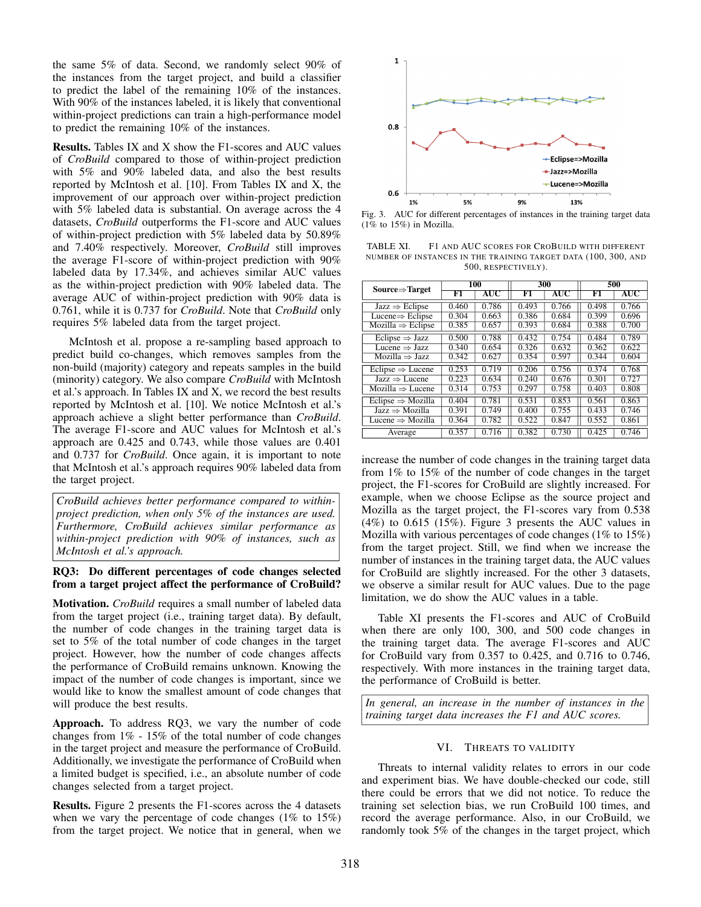the same 5% of data. Second, we randomly select 90% of the instances from the target project, and build a classifier to predict the label of the remaining 10% of the instances. With 90% of the instances labeled, it is likely that conventional within-project predictions can train a high-performance model to predict the remaining 10% of the instances.

**Results.** Tables IX and X show the F1-scores and AUC values of *CroBuild* compared to those of within-project prediction with 5% and 90% labeled data, and also the best results reported by McIntosh et al. [10]. From Tables IX and X, the improvement of our approach over within-project prediction with 5% labeled data is substantial. On average across the 4 datasets, *CroBuild* outperforms the F1-score and AUC values of within-project prediction with 5% labeled data by 50.89% and 7.40% respectively. Moreover, *CroBuild* still improves the average F1-score of within-project prediction with 90% labeled data by 17.34%, and achieves similar AUC values as the within-project prediction with 90% labeled data. The average AUC of within-project prediction with 90% data is 0.761, while it is 0.737 for *CroBuild*. Note that *CroBuild* only requires 5% labeled data from the target project.

McIntosh et al. propose a re-sampling based approach to predict build co-changes, which removes samples from the non-build (majority) category and repeats samples in the build (minority) category. We also compare *CroBuild* with McIntosh et al.'s approach. In Tables IX and X, we record the best results reported by McIntosh et al. [10]. We notice McIntosh et al.'s approach achieve a slight better performance than *CroBuild*. The average F1-score and AUC values for McIntosh et al.'s approach are 0.425 and 0.743, while those values are 0.401 and 0.737 for *CroBuild*. Once again, it is important to note that McIntosh et al.'s approach requires 90% labeled data from the target project.

> *CroBuild achieves better performance compared to within-project prediction, when only 5% of the instances are used. Furthermore, CroBuild achieves similar performance as within-project prediction with 90% of instances, such as McIntosh et al.'s approach.*

**RQ3: Do different percentages of code changes selected from a target project affect the performance of CroBuild?**

**Motivation.** *CroBuild* requires a small number of labeled data from the target project (i.e., training target data). By default, the number of code changes in the training target data is set to 5% of the total number of code changes in the target project. However, how the number of code changes affects the performance of CroBuild remains unknown. Knowing the impact of the number of code changes is important, since we would like to know the smallest amount of code changes that will produce the best results.

**Approach.** To address RQ3, we vary the number of code changes from 1% - 15% of the total number of code changes in the target project and measure the performance of CroBuild. Additionally, we investigate the performance of CroBuild when a limited budget is specified, i.e., an absolute number of code changes selected from a target project.

**Results.** Figure 2 presents the F1-scores across the 4 datasets when we vary the percentage of code changes (1% to 15%) from the target project. We notice that in general, when we

Fig. 3. AUC for different percentages of instances in the training target data (1% to 15%) in Mozilla.

TABLE XI. F1 AND AUC SCORES FOR CROBUILD WITH DIFFERENT NUMBER OF INSTANCES IN THE TRAINING TARGET DATA (100, 300, AND 500, RESPECTIVELY).

| Source⇒Target | 100 | | 300 | | 500 | |
|---|---|---|---|---|---|---|
| | F1 | AUC | F1 | AUC | F1 | AUC |
| Jazz ⇒ Eclipse | 0.460 | 0.786 | 0.493 | 0.766 | 0.498 | 0.766 |
| Lucene⇒ Eclipse | 0.304 | 0.663 | 0.386 | 0.684 | 0.399 | 0.696 |
| Mozilla ⇒ Eclipse | 0.385 | 0.657 | 0.393 | 0.684 | 0.388 | 0.700 |
| Eclipse ⇒ Jazz | 0.500 | 0.788 | 0.432 | 0.754 | 0.484 | 0.789 |
| Lucene ⇒ Jazz | 0.340 | 0.654 | 0.326 | 0.632 | 0.362 | 0.622 |
| Mozilla ⇒ Jazz | 0.342 | 0.627 | 0.354 | 0.597 | 0.344 | 0.604 |
| Eclipse ⇒ Lucene | 0.253 | 0.719 | 0.206 | 0.756 | 0.374 | 0.768 |
| Jazz ⇒ Lucene | 0.223 | 0.634 | 0.240 | 0.676 | 0.301 | 0.727 |
| Mozilla ⇒ Lucene | 0.314 | 0.753 | 0.297 | 0.758 | 0.403 | 0.808 |
| Eclipse ⇒ Mozilla | 0.404 | 0.781 | 0.531 | 0.853 | 0.561 | 0.863 |
| Jazz ⇒ Mozilla | 0.391 | 0.749 | 0.400 | 0.755 | 0.433 | 0.746 |
| Lucene ⇒ Mozilla | 0.364 | 0.782 | 0.522 | 0.847 | 0.552 | 0.861 |
| Average | 0.357 | 0.716 | 0.382 | 0.730 | 0.425 | 0.746 |

increase the number of code changes in the training target data from 1% to 15% of the number of code changes in the target project, the F1-scores for CroBuild are slightly increased. For example, when we choose Eclipse as the source project and Mozilla as the target project, the F1-scores vary from 0.538 (4%) to 0.615 (15%). Figure 3 presents the AUC values in Mozilla with various percentages of code changes (1% to 15%) from the target project. Still, we find when we increase the number of instances in the training target data, the AUC values for CroBuild are slightly increased. For the other 3 datasets, we observe a similar result for AUC values. Due to the page limitation, we do show the AUC values in a table.

Table XI presents the F1-scores and AUC of CroBuild when there are only 100, 300, and 500 code changes in the training target data. The average F1-scores and AUC for CroBuild vary from 0.357 to 0.425, and 0.716 to 0.746, respectively. With more instances in the training target data, the performance of CroBuild is better.

> *In general, an increase in the number of instances in the training target data increases the F1 and AUC scores.*

## VI. THREATS TO VALIDITY

Threats to internal validity relates to errors in our code and experiment bias. We have double-checked our code, still there could be errors that we did not notice. To reduce the training set selection bias, we run CroBuild 100 times, and record the average performance. Also, in our CroBuild, we randomly took 5% of the changes in the target project, which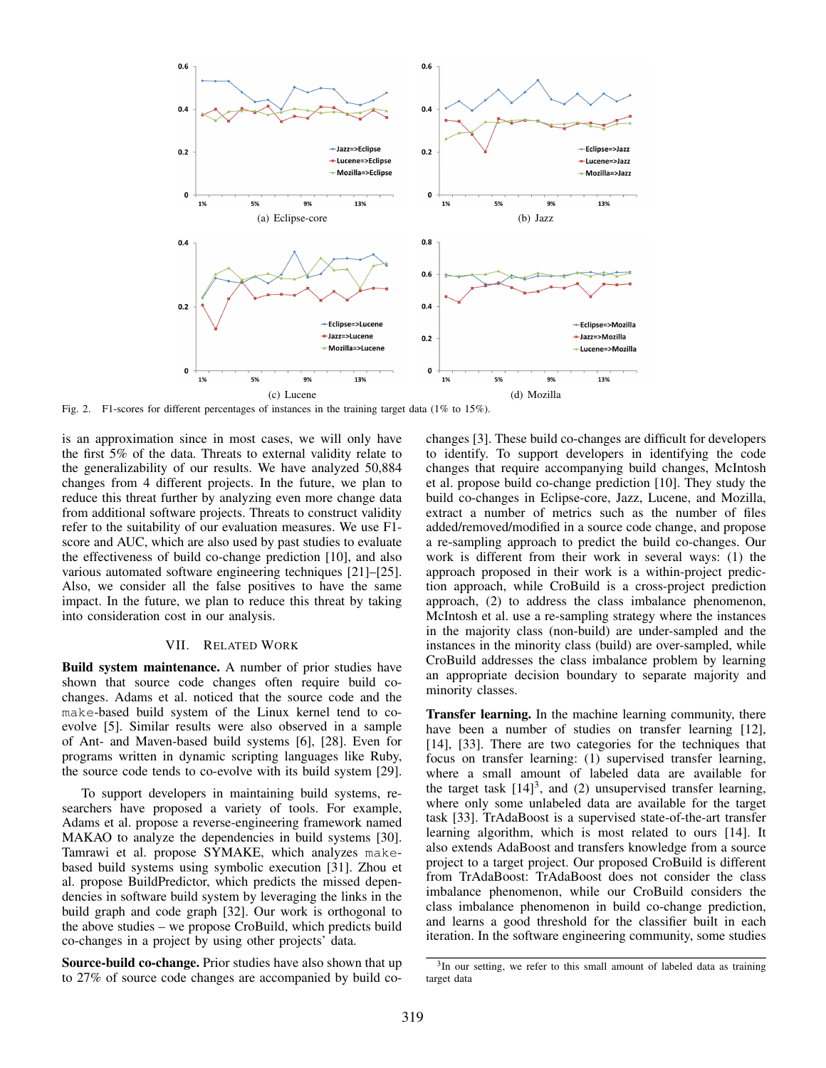(a) Eclipse-core

(b) Jazz

(c) Lucene

(d) Mozilla

Fig. 2. F1-scores for different percentages of instances in the training target data (1% to 15%).

is an approximation since in most cases, we will only have the first 5% of the data. Threats to external validity relate to the generalizability of our results. We have analyzed 50,884 changes from 4 different projects. In the future, we plan to reduce this threat further by analyzing even more change data from additional software projects. Threats to construct validity refer to the suitability of our evaluation measures. We use F1-score and AUC, which are also used by past studies to evaluate the effectiveness of build co-change prediction [10], and also various automated software engineering techniques [21]–[25]. Also, we consider all the false positives to have the same impact. In the future, we plan to reduce this threat by taking into consideration cost in our analysis.

## VII. Related Work

**Build system maintenance.** A number of prior studies have shown that source code changes often require build co-changes. Adams et al. noticed that the source code and the make-based build system of the Linux kernel tend to co-evolve [5]. Similar results were also observed in a sample of Ant- and Maven-based build systems [6], [28]. Even for programs written in dynamic scripting languages like Ruby, the source code tends to co-evolve with its build system [29].

To support developers in maintaining build systems, researchers have proposed a variety of tools. For example, Adams et al. propose a reverse-engineering framework named MAKAO to analyze the dependencies in build systems [30]. Tamrawi et al. propose SYMAKE, which analyzes make-based build systems using symbolic execution [31]. Zhou et al. propose BuildPredictor, which predicts the missed dependencies in software build system by leveraging the links in the build graph and code graph [32]. Our work is orthogonal to the above studies – we propose CroBuild, which predicts build co-changes in a project by using other projects' data.

**Source-build co-change.** Prior studies have also shown that up to 27% of source code changes are accompanied by build co-changes [3]. These build co-changes are difficult for developers to identify. To support developers in identifying the code changes that require accompanying build changes, McIntosh et al. propose build co-change prediction [10]. They study the build co-changes in Eclipse-core, Jazz, Lucene, and Mozilla, extract a number of metrics such as the number of files added/removed/modified in a source code change, and propose a re-sampling approach to predict the build co-changes. Our work is different from their work in several ways: (1) the approach proposed in their work is a within-project prediction approach, while CroBuild is a cross-project prediction approach, (2) to address the class imbalance phenomenon, McIntosh et al. use a re-sampling strategy where the instances in the majority class (non-build) are under-sampled and the instances in the minority class (build) are over-sampled, while CroBuild addresses the class imbalance problem by learning an appropriate decision boundary to separate majority and minority classes.

**Transfer learning.** In the machine learning community, there have been a number of studies on transfer learning [12], [14], [33]. There are two categories for the techniques that focus on transfer learning: (1) supervised transfer learning, where a small amount of labeled data are available for the target task [14][3], and (2) unsupervised transfer learning, where only some unlabeled data are available for the target task [33]. TrAdaBoost is a supervised state-of-the-art transfer learning algorithm, which is most related to ours [14]. It also extends AdaBoost and transfers knowledge from a source project to a target project. Our proposed CroBuild is different from TrAdaBoost: TrAdaBoost does not consider the class imbalance phenomenon, while our CroBuild considers the class imbalance phenomenon in build co-change prediction, and learns a good threshold for the classifier built in each iteration. In the software engineering community, some studies

[3]In our setting, we refer to this small amount of labeled data as training target data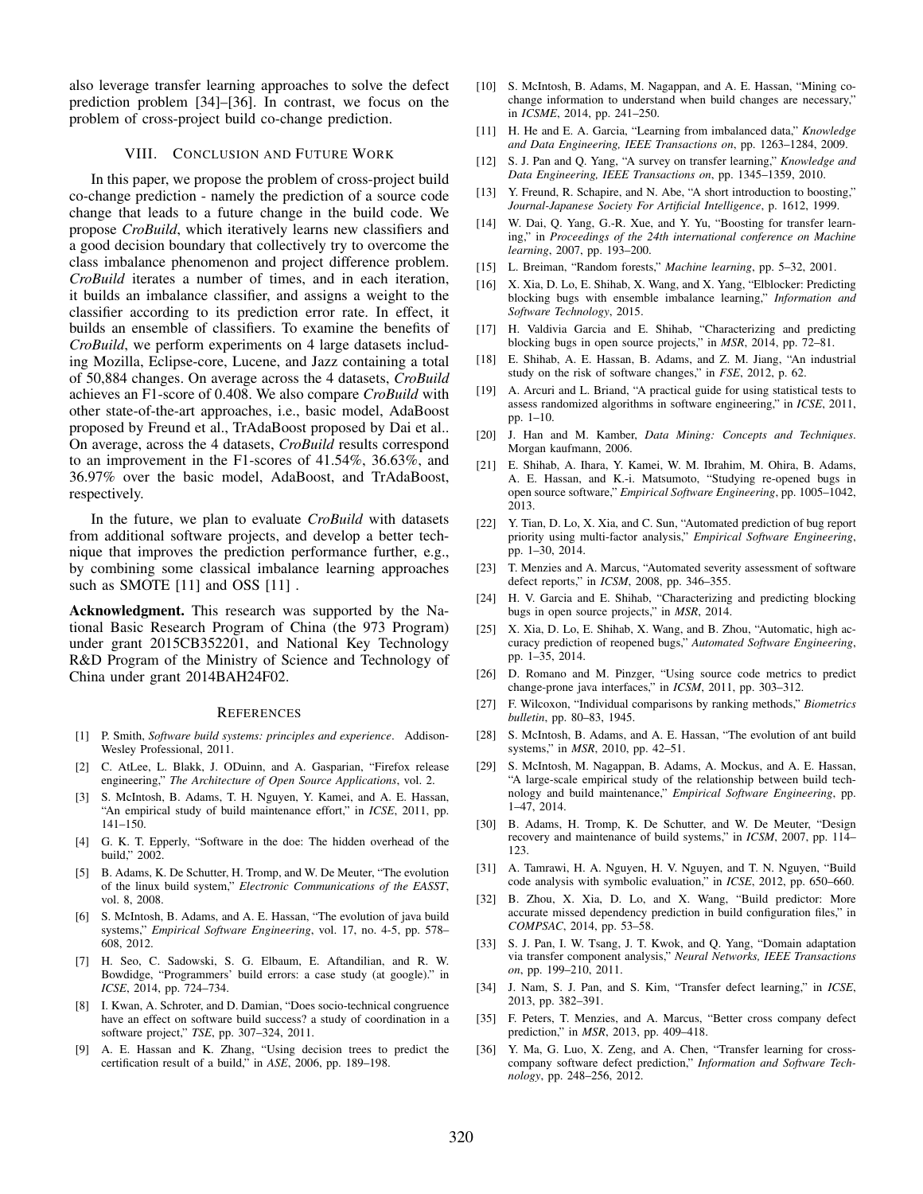also leverage transfer learning approaches to solve the defect prediction problem [34]–[36]. In contrast, we focus on the problem of cross-project build co-change prediction.

## VIII. Conclusion and Future Work

In this paper, we propose the problem of cross-project build co-change prediction - namely the prediction of a source code change that leads to a future change in the build code. We propose *CroBuild*, which iteratively learns new classifiers and a good decision boundary that collectively try to overcome the class imbalance phenomenon and project difference problem. *CroBuild* iterates a number of times, and in each iteration, it builds an imbalance classifier, and assigns a weight to the classifier according to its prediction error rate. In effect, it builds an ensemble of classifiers. To examine the benefits of *CroBuild*, we perform experiments on 4 large datasets including Mozilla, Eclipse-core, Lucene, and Jazz containing a total of 50,884 changes. On average across the 4 datasets, *CroBuild* achieves an F1-score of 0.408. We also compare *CroBuild* with other state-of-the-art approaches, i.e., basic model, AdaBoost proposed by Freund et al., TrAdaBoost proposed by Dai et al.. On average, across the 4 datasets, *CroBuild* results correspond to an improvement in the F1-scores of 41.54%, 36.63%, and 36.97% over the basic model, AdaBoost, and TrAdaBoost, respectively.

In the future, we plan to evaluate *CroBuild* with datasets from additional software projects, and develop a better technique that improves the prediction performance further, e.g., by combining some classical imbalance learning approaches such as SMOTE [11] and OSS [11] .

**Acknowledgment.** This research was supported by the National Basic Research Program of China (the 973 Program) under grant 2015CB352201, and National Key Technology R&D Program of the Ministry of Science and Technology of China under grant 2014BAH24F02.

## References

[1] P. Smith, *Software build systems: principles and experience*. Addison-Wesley Professional, 2011.

[2] C. AtLee, L. Blakk, J. ODuinn, and A. Gasparian, "Firefox release engineering," *The Architecture of Open Source Applications*, vol. 2.

[3] S. McIntosh, B. Adams, T. H. Nguyen, Y. Kamei, and A. E. Hassan, "An empirical study of build maintenance effort," in *ICSE*, 2011, pp. 141–150.

[4] G. K. T. Epperly, "Software in the doe: The hidden overhead of the build," 2002.

[5] B. Adams, K. De Schutter, H. Tromp, and W. De Meuter, "The evolution of the linux build system," *Electronic Communications of the EASST*, vol. 8, 2008.

[6] S. McIntosh, B. Adams, and A. E. Hassan, "The evolution of java build systems," *Empirical Software Engineering*, vol. 17, no. 4-5, pp. 578–608, 2012.

[7] H. Seo, C. Sadowski, S. G. Elbaum, E. Aftandilian, and R. W. Bowdidge, "Programmers' build errors: a case study (at google)." in *ICSE*, 2014, pp. 724–734.

[8] I. Kwan, A. Schroter, and D. Damian, "Does socio-technical congruence have an effect on software build success? a study of coordination in a software project," *TSE*, pp. 307–324, 2011.

[9] A. E. Hassan and K. Zhang, "Using decision trees to predict the certification result of a build," in *ASE*, 2006, pp. 189–198.

[10] S. McIntosh, B. Adams, M. Nagappan, and A. E. Hassan, "Mining co-change information to understand when build changes are necessary," in *ICSME*, 2014, pp. 241–250.

[11] H. He and E. A. Garcia, "Learning from imbalanced data," *Knowledge and Data Engineering, IEEE Transactions on*, pp. 1263–1284, 2009.

[12] S. J. Pan and Q. Yang, "A survey on transfer learning," *Knowledge and Data Engineering, IEEE Transactions on*, pp. 1345–1359, 2010.

[13] Y. Freund, R. Schapire, and N. Abe, "A short introduction to boosting," *Journal-Japanese Society For Artificial Intelligence*, p. 1612, 1999.

[14] W. Dai, Q. Yang, G.-R. Xue, and Y. Yu, "Boosting for transfer learning," in *Proceedings of the 24th international conference on Machine learning*, 2007, pp. 193–200.

[15] L. Breiman, "Random forests," *Machine learning*, pp. 5–32, 2001.

[16] X. Xia, D. Lo, E. Shihab, X. Wang, and X. Yang, "Elblocker: Predicting blocking bugs with ensemble imbalance learning," *Information and Software Technology*, 2015.

[17] H. Valdivia Garcia and E. Shihab, "Characterizing and predicting blocking bugs in open source projects," in *MSR*, 2014, pp. 72–81.

[18] E. Shihab, A. E. Hassan, B. Adams, and Z. M. Jiang, "An industrial study on the risk of software changes," in *FSE*, 2012, p. 62.

[19] A. Arcuri and L. Briand, "A practical guide for using statistical tests to assess randomized algorithms in software engineering," in *ICSE*, 2011, pp. 1–10.

[20] J. Han and M. Kamber, *Data Mining: Concepts and Techniques*. Morgan kaufmann, 2006.

[21] E. Shihab, A. Ihara, Y. Kamei, W. M. Ibrahim, M. Ohira, B. Adams, A. E. Hassan, and K.-i. Matsumoto, "Studying re-opened bugs in open source software," *Empirical Software Engineering*, pp. 1005–1042, 2013.

[22] Y. Tian, D. Lo, X. Xia, and C. Sun, "Automated prediction of bug report priority using multi-factor analysis," *Empirical Software Engineering*, pp. 1–30, 2014.

[23] T. Menzies and A. Marcus, "Automated severity assessment of software defect reports," in *ICSM*, 2008, pp. 346–355.

[24] H. V. Garcia and E. Shihab, "Characterizing and predicting blocking bugs in open source projects," in *MSR*, 2014.

[25] X. Xia, D. Lo, E. Shihab, X. Wang, and B. Zhou, "Automatic, high accuracy prediction of reopened bugs," *Automated Software Engineering*, pp. 1–35, 2014.

[26] D. Romano and M. Pinzger, "Using source code metrics to predict change-prone java interfaces," in *ICSM*, 2011, pp. 303–312.

[27] F. Wilcoxon, "Individual comparisons by ranking methods," *Biometrics bulletin*, pp. 80–83, 1945.

[28] S. McIntosh, B. Adams, and A. E. Hassan, "The evolution of ant build systems," in *MSR*, 2010, pp. 42–51.

[29] S. McIntosh, M. Nagappan, B. Adams, A. Mockus, and A. E. Hassan, "A large-scale empirical study of the relationship between build technology and build maintenance," *Empirical Software Engineering*, pp. 1–47, 2014.

[30] B. Adams, H. Tromp, K. De Schutter, and W. De Meuter, "Design recovery and maintenance of build systems," in *ICSM*, 2007, pp. 114–123.

[31] A. Tamrawi, H. A. Nguyen, H. V. Nguyen, and T. N. Nguyen, "Build code analysis with symbolic evaluation," in *ICSE*, 2012, pp. 650–660.

[32] B. Zhou, X. Xia, D. Lo, and X. Wang, "Build predictor: More accurate missed dependency prediction in build configuration files," in *COMPSAC*, 2014, pp. 53–58.

[33] S. J. Pan, I. W. Tsang, J. T. Kwok, and Q. Yang, "Domain adaptation via transfer component analysis," *Neural Networks, IEEE Transactions on*, pp. 199–210, 2011.

[34] J. Nam, S. J. Pan, and S. Kim, "Transfer defect learning," in *ICSE*, 2013, pp. 382–391.

[35] F. Peters, T. Menzies, and A. Marcus, "Better cross company defect prediction," in *MSR*, 2013, pp. 409–418.

[36] Y. Ma, G. Luo, X. Zeng, and A. Chen, "Transfer learning for cross-company software defect prediction," *Information and Software Technology*, pp. 248–256, 2012.